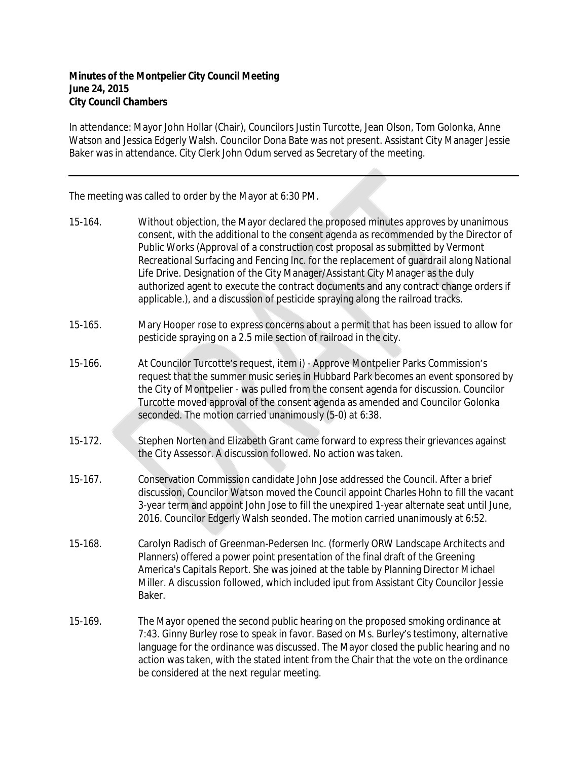**Minutes of the Montpelier City Council Meeting**
**June 24, 2015**
**City Council Chambers**

In attendance: Mayor John Hollar (Chair), Councilors Justin Turcotte, Jean Olson, Tom Golonka, Anne Watson and Jessica Edgerly Walsh. Councilor Dona Bate was not present. Assistant City Manager Jessie Baker was in attendance. City Clerk John Odum served as Secretary of the meeting.

---

The meeting was called to order by the Mayor at 6:30 PM.

15-164. Without objection, the Mayor declared the proposed minutes approves by unanimous consent, with the additional to the consent agenda as recommended by the Director of Public Works (Approval of a construction cost proposal as submitted by Vermont Recreational Surfacing and Fencing Inc. for the replacement of guardrail along National Life Drive. Designation of the City Manager/Assistant City Manager as the duly authorized agent to execute the contract documents and any contract change orders if applicable.), and a discussion of pesticide spraying along the railroad tracks.

15-165. Mary Hooper rose to express concerns about a permit that has been issued to allow for pesticide spraying on a 2.5 mile section of railroad in the city.

15-166. At Councilor Turcotte's request, item i) - Approve Montpelier Parks Commission's request that the summer music series in Hubbard Park becomes an event sponsored by the City of Montpelier - was pulled from the consent agenda for discussion. Councilor Turcotte moved approval of the consent agenda as amended and Councilor Golonka seconded. The motion carried unanimously (5-0) at 6:38.

15-172. Stephen Norten and Elizabeth Grant came forward to express their grievances against the City Assessor. A discussion followed. No action was taken.

15-167. Conservation Commission candidate John Jose addressed the Council. After a brief discussion, Councilor Watson moved the Council appoint Charles Hohn to fill the vacant 3-year term and appoint John Jose to fill the unexpired 1-year alternate seat until June, 2016. Councilor Edgerly Walsh seonded. The motion carried unanimously at 6:52.

15-168. Carolyn Radisch of Greenman-Pedersen Inc. (formerly ORW Landscape Architects and Planners) offered a power point presentation of the final draft of the Greening America's Capitals Report. She was joined at the table by Planning Director Michael Miller. A discussion followed, which included iput from Assistant City Councilor Jessie Baker.

15-169. The Mayor opened the second public hearing on the proposed smoking ordinance at 7:43. Ginny Burley rose to speak in favor. Based on Ms. Burley's testimony, alternative language for the ordinance was discussed. The Mayor closed the public hearing and no action was taken, with the stated intent from the Chair that the vote on the ordinance be considered at the next regular meeting.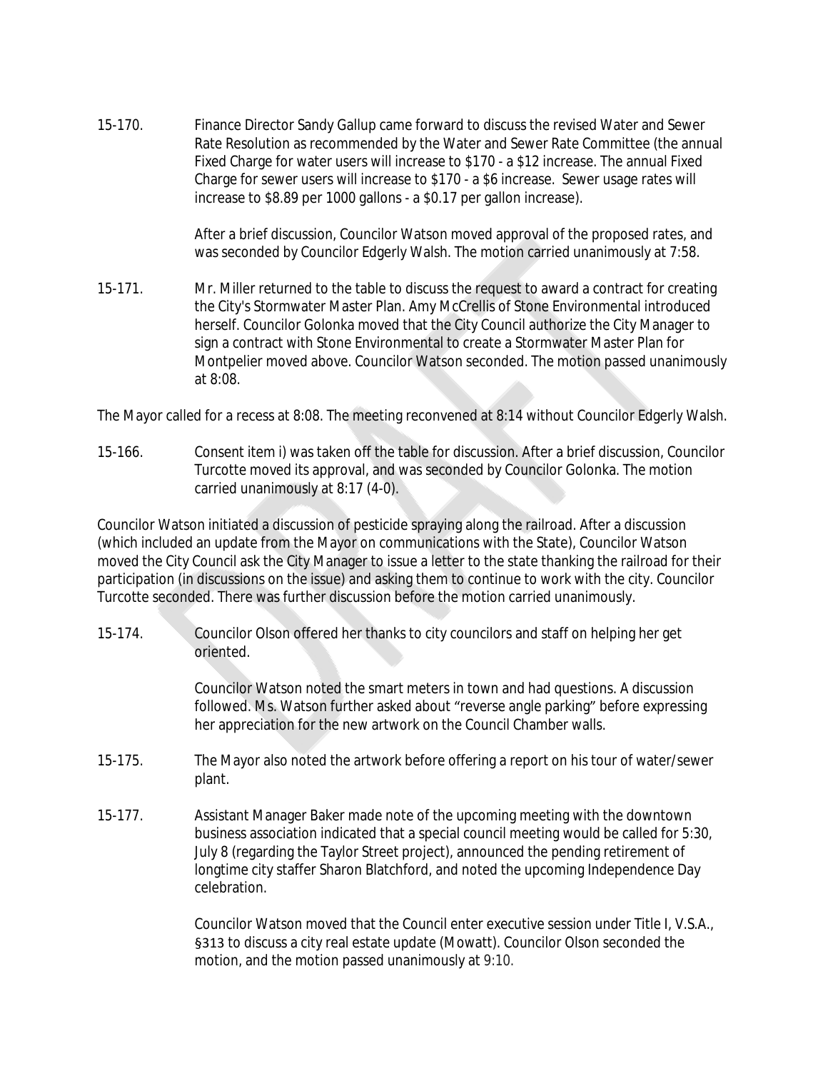15-170. Finance Director Sandy Gallup came forward to discuss the revised Water and Sewer Rate Resolution as recommended by the Water and Sewer Rate Committee (the annual Fixed Charge for water users will increase to $170 - a $12 increase. The annual Fixed Charge for sewer users will increase to $170 - a $6 increase. Sewer usage rates will increase to $8.89 per 1000 gallons - a $0.17 per gallon increase).

After a brief discussion, Councilor Watson moved approval of the proposed rates, and was seconded by Councilor Edgerly Walsh. The motion carried unanimously at 7:58.

15-171. Mr. Miller returned to the table to discuss the request to award a contract for creating the City's Stormwater Master Plan. Amy McCrellis of Stone Environmental introduced herself. Councilor Golonka moved that the City Council authorize the City Manager to sign a contract with Stone Environmental to create a Stormwater Master Plan for Montpelier moved above. Councilor Watson seconded. The motion passed unanimously at 8:08.

The Mayor called for a recess at 8:08. The meeting reconvened at 8:14 without Councilor Edgerly Walsh.

15-166. Consent item i) was taken off the table for discussion. After a brief discussion, Councilor Turcotte moved its approval, and was seconded by Councilor Golonka. The motion carried unanimously at 8:17 (4-0).

Councilor Watson initiated a discussion of pesticide spraying along the railroad. After a discussion (which included an update from the Mayor on communications with the State), Councilor Watson moved the City Council ask the City Manager to issue a letter to the state thanking the railroad for their participation (in discussions on the issue) and asking them to continue to work with the city. Councilor Turcotte seconded. There was further discussion before the motion carried unanimously.

15-174. Councilor Olson offered her thanks to city councilors and staff on helping her get oriented.

Councilor Watson noted the smart meters in town and had questions. A discussion followed. Ms. Watson further asked about "reverse angle parking" before expressing her appreciation for the new artwork on the Council Chamber walls.

15-175. The Mayor also noted the artwork before offering a report on his tour of water/sewer plant.

15-177. Assistant Manager Baker made note of the upcoming meeting with the downtown business association indicated that a special council meeting would be called for 5:30, July 8 (regarding the Taylor Street project), announced the pending retirement of longtime city staffer Sharon Blatchford, and noted the upcoming Independence Day celebration.

Councilor Watson moved that the Council enter executive session under Title I, V.S.A., §313 to discuss a city real estate update (Mowatt). Councilor Olson seconded the motion, and the motion passed unanimously at 9:10.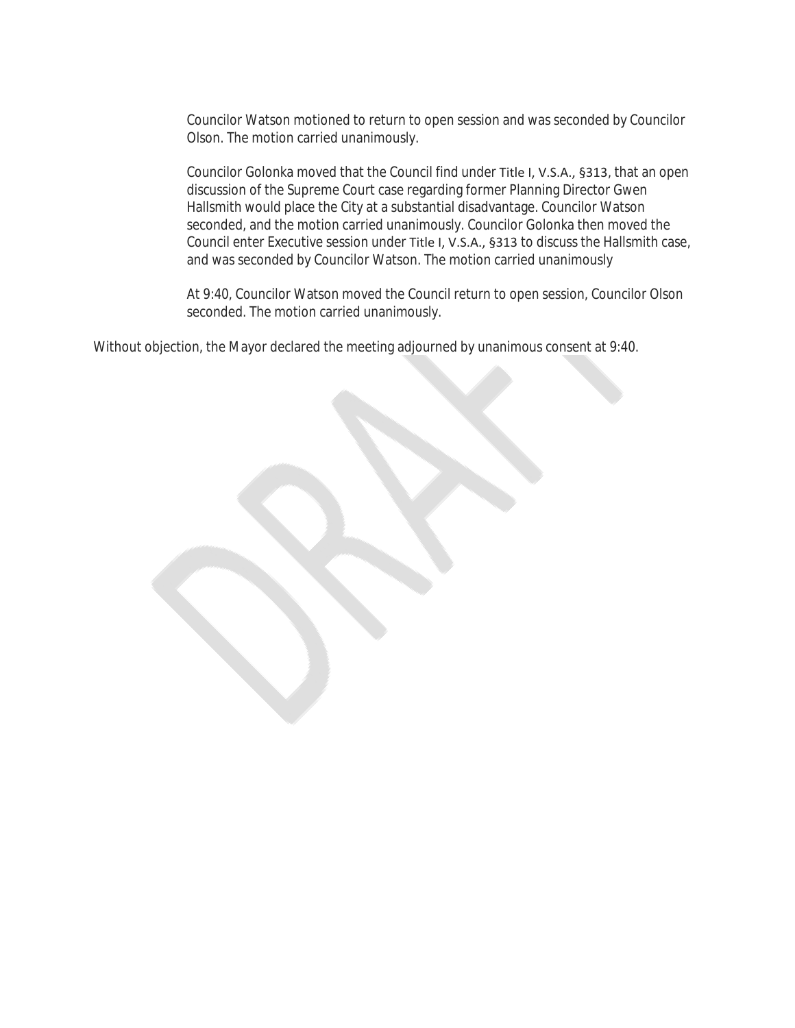Councilor Watson motioned to return to open session and was seconded by Councilor Olson. The motion carried unanimously.

Councilor Golonka moved that the Council find under Title I, V.S.A., §313, that an open discussion of the Supreme Court case regarding former Planning Director Gwen Hallsmith would place the City at a substantial disadvantage. Councilor Watson seconded, and the motion carried unanimously. Councilor Golonka then moved the Council enter Executive session under Title I, V.S.A., §313 to discuss the Hallsmith case, and was seconded by Councilor Watson. The motion carried unanimously

At 9:40, Councilor Watson moved the Council return to open session, Councilor Olson seconded. The motion carried unanimously.

Without objection, the Mayor declared the meeting adjourned by unanimous consent at 9:40.